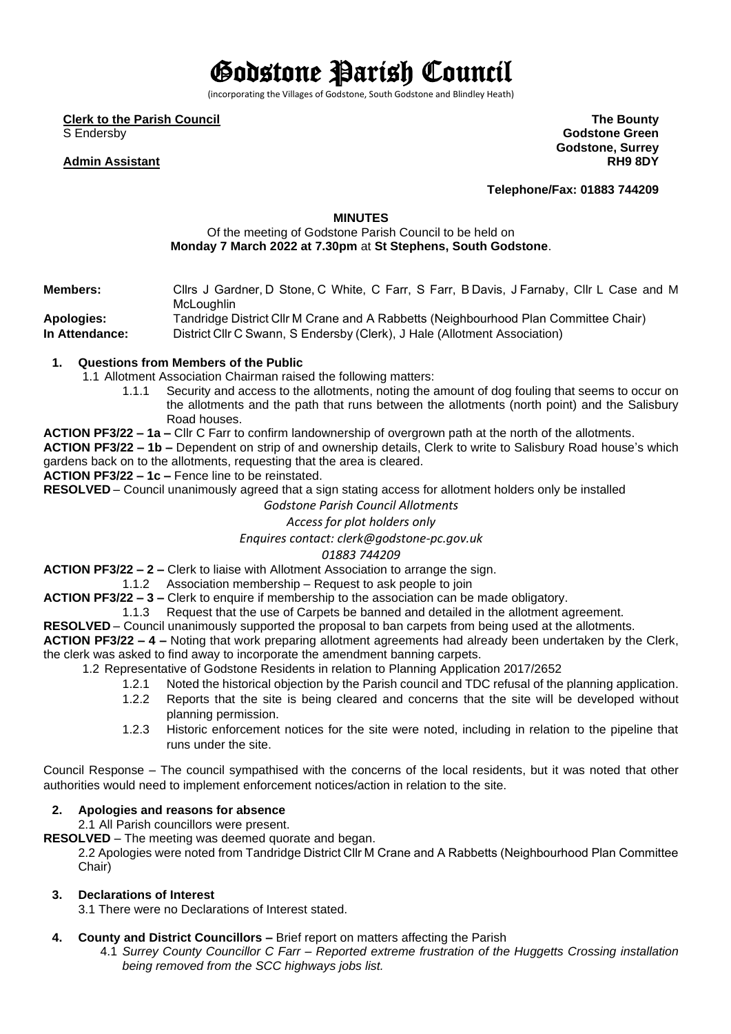# Godstone Parish Council

(incorporating the Villages of Godstone, South Godstone and Blindley Heath)

**Clerk to the Parish Council**
S Endersby

**Admin Assistant**

**The Bounty**
**Godstone Green**
**Godstone, Surrey**
**RH9 8DY**

**Telephone/Fax: 01883 744209**

**MINUTES**

Of the meeting of Godstone Parish Council to be held on
**Monday 7 March 2022 at 7.30pm** at **St Stephens, South Godstone**.

| | |
|---|---|
| **Members:** | Cllrs J Gardner, D Stone, C White, C Farr, S Farr, B Davis, J Farnaby, Cllr L Case and M McLoughlin |
| **Apologies:** | Tandridge District Cllr M Crane and A Rabbetts (Neighbourhood Plan Committee Chair) |
| **In Attendance:** | District Cllr C Swann, S Endersby (Clerk), J Hale (Allotment Association) |

**1. Questions from Members of the Public**

1.1 Allotment Association Chairman raised the following matters:

1.1.1 Security and access to the allotments, noting the amount of dog fouling that seems to occur on the allotments and the path that runs between the allotments (north point) and the Salisbury Road houses.

**ACTION PF3/22 – 1a –** Cllr C Farr to confirm landownership of overgrown path at the north of the allotments.

**ACTION PF3/22 – 1b –** Dependent on strip of and ownership details, Clerk to write to Salisbury Road house's which gardens back on to the allotments, requesting that the area is cleared.

**ACTION PF3/22 – 1c –** Fence line to be reinstated.

**RESOLVED** – Council unanimously agreed that a sign stating access for allotment holders only be installed

*Godstone Parish Council Allotments*

*Access for plot holders only*

*Enquires contact: clerk@godstone-pc.gov.uk*

*01883 744209*

**ACTION PF3/22 – 2 –** Clerk to liaise with Allotment Association to arrange the sign.

1.1.2 Association membership – Request to ask people to join

**ACTION PF3/22 – 3 –** Clerk to enquire if membership to the association can be made obligatory.

1.1.3 Request that the use of Carpets be banned and detailed in the allotment agreement.

**RESOLVED** – Council unanimously supported the proposal to ban carpets from being used at the allotments.

**ACTION PF3/22 – 4 –** Noting that work preparing allotment agreements had already been undertaken by the Clerk, the clerk was asked to find away to incorporate the amendment banning carpets.

1.2 Representative of Godstone Residents in relation to Planning Application 2017/2652

1.2.1 Noted the historical objection by the Parish council and TDC refusal of the planning application.

1.2.2 Reports that the site is being cleared and concerns that the site will be developed without planning permission.

1.2.3 Historic enforcement notices for the site were noted, including in relation to the pipeline that runs under the site.

Council Response – The council sympathised with the concerns of the local residents, but it was noted that other authorities would need to implement enforcement notices/action in relation to the site.

**2. Apologies and reasons for absence**

2.1 All Parish councillors were present.

**RESOLVED** – The meeting was deemed quorate and began.

2.2 Apologies were noted from Tandridge District Cllr M Crane and A Rabbetts (Neighbourhood Plan Committee Chair)

**3. Declarations of Interest**

3.1 There were no Declarations of Interest stated.

**4. County and District Councillors –** Brief report on matters affecting the Parish

4.1 *Surrey County Councillor C Farr – Reported extreme frustration of the Huggetts Crossing installation being removed from the SCC highways jobs list.*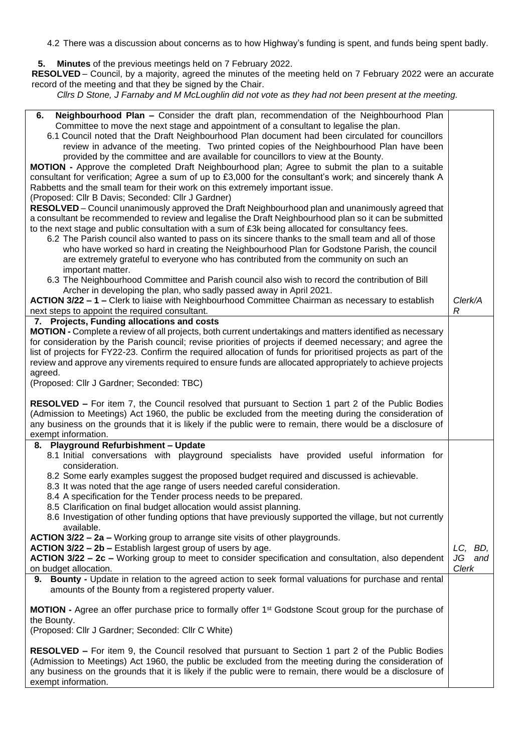4.2 There was a discussion about concerns as to how Highway's funding is spent, and funds being spent badly.

**5. Minutes** of the previous meetings held on 7 February 2022.

**RESOLVED** – Council, by a majority, agreed the minutes of the meeting held on 7 February 2022 were an accurate record of the meeting and that they be signed by the Chair.

*Cllrs D Stone, J Farnaby and M McLoughlin did not vote as they had not been present at the meeting.*

| | |
|---|---|
| **6. Neighbourhood Plan –** Consider the draft plan, recommendation of the Neighbourhood Plan Committee to move the next stage and appointment of a consultant to legalise the plan.<br>6.1 Council noted that the Draft Neighbourhood Plan document had been circulated for councillors review in advance of the meeting. Two printed copies of the Neighbourhood Plan have been provided by the committee and are available for councillors to view at the Bounty.<br>**MOTION -** Approve the completed Draft Neighbourhood plan; Agree to submit the plan to a suitable consultant for verification; Agree a sum of up to £3,000 for the consultant's work; and sincerely thank A Rabbetts and the small team for their work on this extremely important issue.<br>(Proposed: Cllr B Davis; Seconded: Cllr J Gardner)<br>**RESOLVED** – Council unanimously approved the Draft Neighbourhood plan and unanimously agreed that a consultant be recommended to review and legalise the Draft Neighbourhood plan so it can be submitted to the next stage and public consultation with a sum of £3k being allocated for consultancy fees.<br>6.2 The Parish council also wanted to pass on its sincere thanks to the small team and all of those who have worked so hard in creating the Neighbourhood Plan for Godstone Parish, the council are extremely grateful to everyone who has contributed from the community on such an important matter.<br>6.3 The Neighbourhood Committee and Parish council also wish to record the contribution of Bill Archer in developing the plan, who sadly passed away in April 2021.<br>**ACTION 3/22 – 1 –** Clerk to liaise with Neighbourhood Committee Chairman as necessary to establish next steps to appoint the required consultant. | *Clerk/AR* |
| **7. Projects, Funding allocations and costs**<br>**MOTION -** Complete a review of all projects, both current undertakings and matters identified as necessary for consideration by the Parish council; revise priorities of projects if deemed necessary; and agree the list of projects for FY22-23. Confirm the required allocation of funds for prioritised projects as part of the review and approve any virements required to ensure funds are allocated appropriately to achieve projects agreed.<br>(Proposed: Cllr J Gardner; Seconded: TBC)<br><br>**RESOLVED –** For item 7, the Council resolved that pursuant to Section 1 part 2 of the Public Bodies (Admission to Meetings) Act 1960, the public be excluded from the meeting during the consideration of any business on the grounds that it is likely if the public were to remain, there would be a disclosure of exempt information. | |
| **8. Playground Refurbishment – Update**<br>8.1 Initial conversations with playground specialists have provided useful information for consideration.<br>8.2 Some early examples suggest the proposed budget required and discussed is achievable.<br>8.3 It was noted that the age range of users needed careful consideration.<br>8.4 A specification for the Tender process needs to be prepared.<br>8.5 Clarification on final budget allocation would assist planning.<br>8.6 Investigation of other funding options that have previously supported the village, but not currently available.<br>**ACTION 3/22 – 2a –** Working group to arrange site visits of other playgrounds.<br>**ACTION 3/22 – 2b –** Establish largest group of users by age.<br>**ACTION 3/22 – 2c –** Working group to meet to consider specification and consultation, also dependent on budget allocation. | *LC, BD, JG and Clerk* |
| **9. Bounty -** Update in relation to the agreed action to seek formal valuations for purchase and rental amounts of the Bounty from a registered property valuer.<br><br>**MOTION -** Agree an offer purchase price to formally offer 1st Godstone Scout group for the purchase of the Bounty.<br>(Proposed: Cllr J Gardner; Seconded: Cllr C White)<br><br>**RESOLVED –** For item 9, the Council resolved that pursuant to Section 1 part 2 of the Public Bodies (Admission to Meetings) Act 1960, the public be excluded from the meeting during the consideration of any business on the grounds that it is likely if the public were to remain, there would be a disclosure of exempt information. | |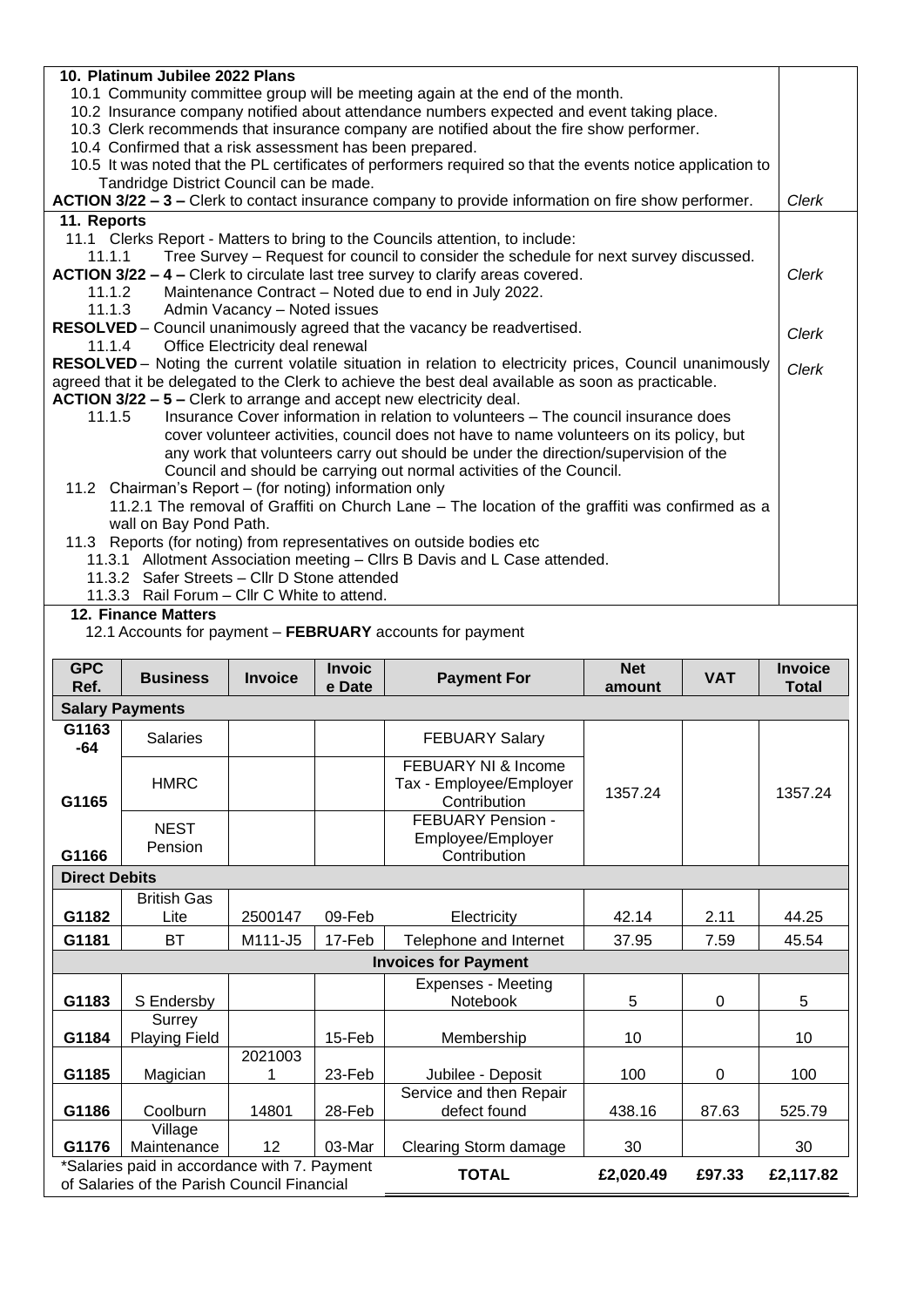**10. Platinum Jubilee 2022 Plans**

10.1 Community committee group will be meeting again at the end of the month.

10.2 Insurance company notified about attendance numbers expected and event taking place.

10.3 Clerk recommends that insurance company are notified about the fire show performer.

10.4 Confirmed that a risk assessment has been prepared.

10.5 It was noted that the PL certificates of performers required so that the events notice application to Tandridge District Council can be made.

**ACTION 3/22 – 3 –** Clerk to contact insurance company to provide information on fire show performer. *Clerk*

**11. Reports**

11.1 Clerks Report - Matters to bring to the Councils attention, to include:

11.1.1 Tree Survey – Request for council to consider the schedule for next survey discussed.

**ACTION 3/22 – 4 –** Clerk to circulate last tree survey to clarify areas covered. *Clerk*

11.1.2 Maintenance Contract – Noted due to end in July 2022.

11.1.3 Admin Vacancy – Noted issues

**RESOLVED** – Council unanimously agreed that the vacancy be readvertised. *Clerk*

11.1.4 Office Electricity deal renewal

**RESOLVED** – Noting the current volatile situation in relation to electricity prices, Council unanimously agreed that it be delegated to the Clerk to achieve the best deal available as soon as practicable. *Clerk*

**ACTION 3/22 – 5 –** Clerk to arrange and accept new electricity deal.

11.1.5 Insurance Cover information in relation to volunteers – The council insurance does cover volunteer activities, council does not have to name volunteers on its policy, but any work that volunteers carry out should be under the direction/supervision of the Council and should be carrying out normal activities of the Council.

11.2 Chairman's Report – (for noting) information only

11.2.1 The removal of Graffiti on Church Lane – The location of the graffiti was confirmed as a wall on Bay Pond Path.

11.3 Reports (for noting) from representatives on outside bodies etc

11.3.1 Allotment Association meeting – Cllrs B Davis and L Case attended.

11.3.2 Safer Streets – Cllr D Stone attended

11.3.3 Rail Forum – Cllr C White to attend.

**12. Finance Matters**

12.1 Accounts for payment – **FEBRUARY** accounts for payment

| GPC Ref. | Business | Invoice | Invoice Date | Payment For | Net amount | VAT | Invoice Total |
|---|---|---|---|---|---|---|---|
| **Salary Payments** | | | | | | | |
| G1163-64 | Salaries | | | FEBUARY Salary | 1357.24 | | 1357.24 |
| G1165 | HMRC | | | FEBUARY NI & Income Tax - Employee/Employer Contribution | | | |
| G1166 | NEST Pension | | | FEBUARY Pension - Employee/Employer Contribution | | | |
| **Direct Debits** | | | | | | | |
| G1182 | British Gas Lite | 2500147 | 09-Feb | Electricity | 42.14 | 2.11 | 44.25 |
| G1181 | BT | M111-J5 | 17-Feb | Telephone and Internet | 37.95 | 7.59 | 45.54 |
| **Invoices for Payment** | | | | | | | |
| G1183 | S Endersby | | | Expenses - Meeting Notebook | 5 | 0 | 5 |
| G1184 | Surrey Playing Field | | 15-Feb | Membership | 10 | | 10 |
| G1185 | Magician | 20210031 | 23-Feb | Jubilee - Deposit | 100 | 0 | 100 |
| G1186 | Coolburn | 14801 | 28-Feb | Service and then Repair defect found | 438.16 | 87.63 | 525.79 |
| G1176 | Village Maintenance | 12 | 03-Mar | Clearing Storm damage | 30 | | 30 |
| *Salaries paid in accordance with 7. Payment of Salaries of the Parish Council Financial | | | | **TOTAL** | **£2,020.49** | **£97.33** | **£2,117.82** |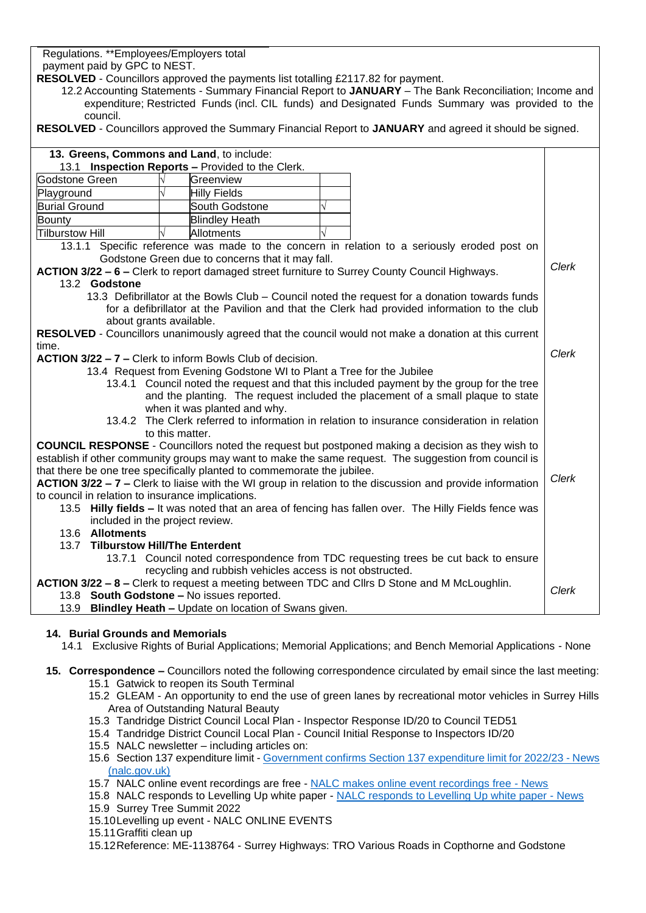Regulations. **Employees/Employers total payment paid by GPC to NEST.

**RESOLVED** - Councillors approved the payments list totalling £2117.82 for payment.

12.2 Accounting Statements - Summary Financial Report to **JANUARY** – The Bank Reconciliation; Income and expenditure; Restricted Funds (incl. CIL funds) and Designated Funds Summary was provided to the council.

**RESOLVED** - Councillors approved the Summary Financial Report to **JANUARY** and agreed it should be signed.

**13. Greens, Commons and Land**, to include:

13.1 **Inspection Reports –** Provided to the Clerk.

| | | | |
|---|---|---|---|
| Godstone Green | √ | Greenview | |
| Playground | √ | Hilly Fields | |
| Burial Ground | | South Godstone | √ |
| Bounty | | Blindley Heath | |
| Tilburstow Hill | √ | Allotments | √ |

13.1.1 Specific reference was made to the concern in relation to a seriously eroded post on Godstone Green due to concerns that it may fall.

**ACTION 3/22 – 6 –** Clerk to report damaged street furniture to Surrey County Council Highways. *Clerk*

13.2 **Godstone**

13.3 Defibrillator at the Bowls Club – Council noted the request for a donation towards funds for a defibrillator at the Pavilion and that the Clerk had provided information to the club about grants available.

**RESOLVED** - Councillors unanimously agreed that the council would not make a donation at this current time.

**ACTION 3/22 – 7 –** Clerk to inform Bowls Club of decision. *Clerk*

13.4 Request from Evening Godstone WI to Plant a Tree for the Jubilee

13.4.1 Council noted the request and that this included payment by the group for the tree and the planting. The request included the placement of a small plaque to state when it was planted and why.

13.4.2 The Clerk referred to information in relation to insurance consideration in relation to this matter.

**COUNCIL RESPONSE** - Councillors noted the request but postponed making a decision as they wish to establish if other community groups may want to make the same request. The suggestion from council is that there be one tree specifically planted to commemorate the jubilee.

**ACTION 3/22 – 7 –** Clerk to liaise with the WI group in relation to the discussion and provide information to council in relation to insurance implications. *Clerk*

13.5 **Hilly fields –** It was noted that an area of fencing has fallen over. The Hilly Fields fence was included in the project review.

13.6 **Allotments**

13.7 **Tilburstow Hill/The Enterdent**

13.7.1 Council noted correspondence from TDC requesting trees be cut back to ensure recycling and rubbish vehicles access is not obstructed.

**ACTION 3/22 – 8 –** Clerk to request a meeting between TDC and Cllrs D Stone and M McLoughlin. *Clerk*

13.8 **South Godstone –** No issues reported.

13.9 **Blindley Heath –** Update on location of Swans given.

**14. Burial Grounds and Memorials**

14.1 Exclusive Rights of Burial Applications; Memorial Applications; and Bench Memorial Applications - None

**15. Correspondence –** Councillors noted the following correspondence circulated by email since the last meeting:

15.1 Gatwick to reopen its South Terminal
15.2 GLEAM - An opportunity to end the use of green lanes by recreational motor vehicles in Surrey Hills Area of Outstanding Natural Beauty
15.3 Tandridge District Council Local Plan - Inspector Response ID/20 to Council TED51
15.4 Tandridge District Council Local Plan - Council Initial Response to Inspectors ID/20
15.5 NALC newsletter – including articles on:
15.6 Section 137 expenditure limit - Government confirms Section 137 expenditure limit for 2022/23 - News (nalc.gov.uk)
15.7 NALC online event recordings are free - NALC makes online event recordings free - News
15.8 NALC responds to Levelling Up white paper - NALC responds to Levelling Up white paper - News
15.9 Surrey Tree Summit 2022
15.10 Levelling up event - NALC ONLINE EVENTS
15.11 Graffiti clean up
15.12 Reference: ME-1138764 - Surrey Highways: TRO Various Roads in Copthorne and Godstone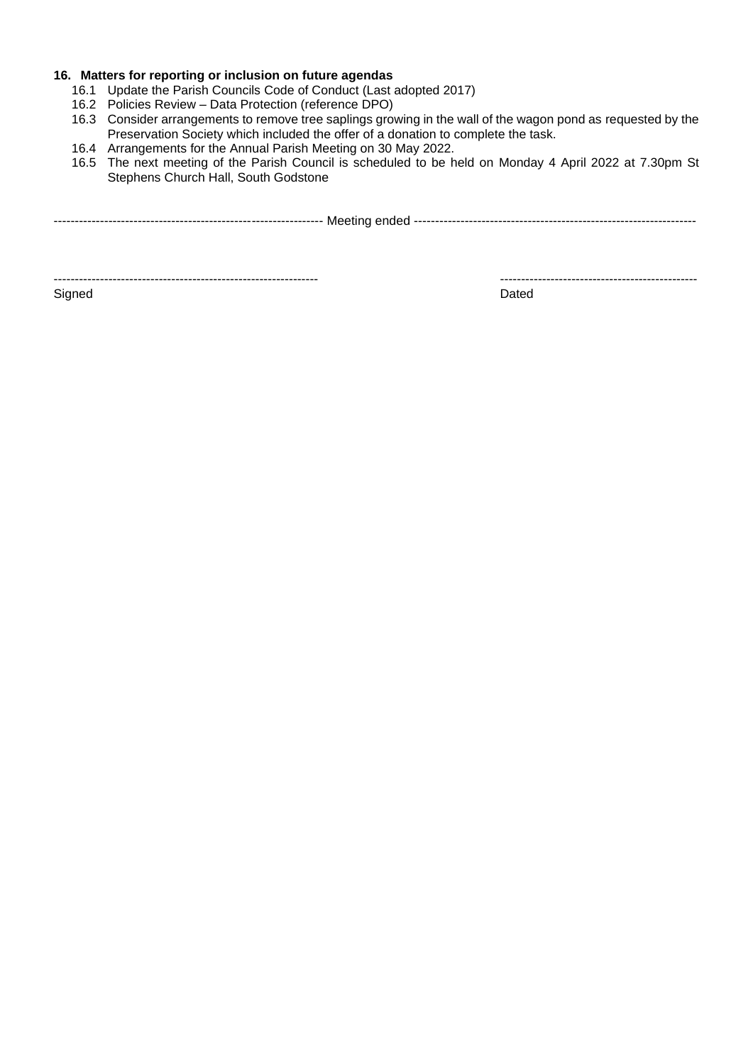**16. Matters for reporting or inclusion on future agendas**

16.1 Update the Parish Councils Code of Conduct (Last adopted 2017)

16.2 Policies Review – Data Protection (reference DPO)

16.3 Consider arrangements to remove tree saplings growing in the wall of the wagon pond as requested by the Preservation Society which included the offer of a donation to complete the task.

16.4 Arrangements for the Annual Parish Meeting on 30 May 2022.

16.5 The next meeting of the Parish Council is scheduled to be held on Monday 4 April 2022 at 7.30pm St Stephens Church Hall, South Godstone

---------------------------------------------------------------- Meeting ended ----------------------------------------------------------------

-------------------------------------------------------------- ----------------------------------------------

Signed Dated